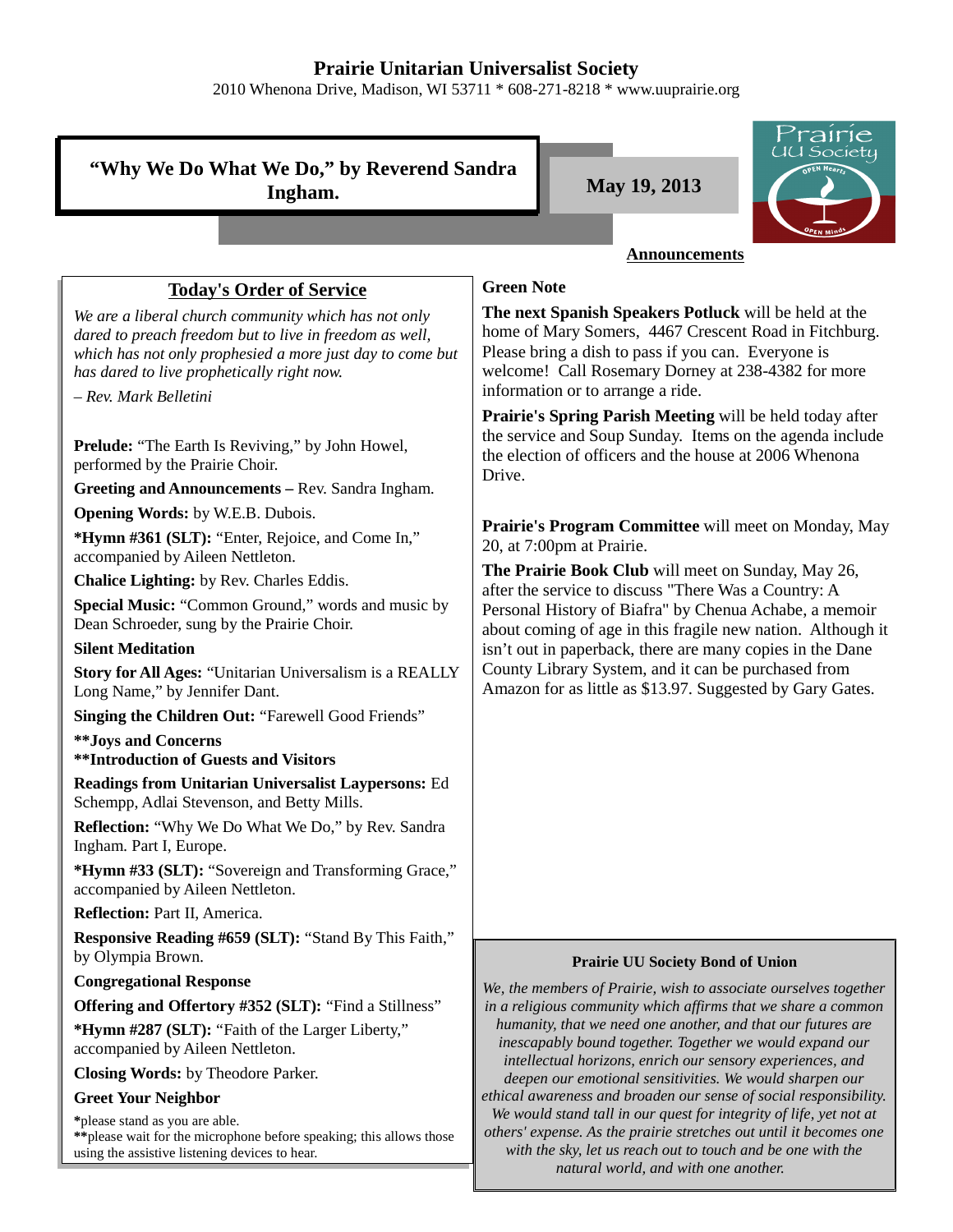# Prairie Unitarian Universalist Society

2010 Whenona Drive, Madison, WI 53711 * 608-271-8218 * www.uuprairie.org

## “Why We Do What We Do,” by Reverend Sandra Ingham.

**May 19, 2013**

## Today's Order of Service

*We are a liberal church community which has not only dared to preach freedom but to live in freedom as well, which has not only prophesied a more just day to come but has dared to live prophetically right now.*

*– Rev. Mark Belletini*

**Prelude:** “The Earth Is Reviving,” by John Howel, performed by the Prairie Choir.

**Greeting and Announcements –** Rev. Sandra Ingham.

**Opening Words:** by W.E.B. Dubois.

***Hymn #361 (SLT):** “Enter, Rejoice, and Come In,” accompanied by Aileen Nettleton.

**Chalice Lighting:** by Rev. Charles Eddis.

**Special Music:** “Common Ground,” words and music by Dean Schroeder, sung by the Prairie Choir.

**Silent Meditation**

**Story for All Ages:** “Unitarian Universalism is a REALLY Long Name,” by Jennifer Dant.

**Singing the Children Out:** “Farewell Good Friends”

****Joys and Concerns**

****Introduction of Guests and Visitors**

**Readings from Unitarian Universalist Laypersons:** Ed Schempp, Adlai Stevenson, and Betty Mills.

**Reflection:** “Why We Do What We Do,” by Rev. Sandra Ingham. Part I, Europe.

***Hymn #33 (SLT):** “Sovereign and Transforming Grace,” accompanied by Aileen Nettleton.

**Reflection:** Part II, America.

**Responsive Reading #659 (SLT):** “Stand By This Faith,” by Olympia Brown.

**Congregational Response**

**Offering and Offertory #352 (SLT):** “Find a Stillness”

***Hymn #287 (SLT):** “Faith of the Larger Liberty,” accompanied by Aileen Nettleton.

**Closing Words:** by Theodore Parker.

**Greet Your Neighbor**

*please stand as you are able.
**please wait for the microphone before speaking; this allows those using the assistive listening devices to hear.

## Announcements

**Green Note**

**The next Spanish Speakers Potluck** will be held at the home of Mary Somers, 4467 Crescent Road in Fitchburg. Please bring a dish to pass if you can. Everyone is welcome! Call Rosemary Dorney at 238-4382 for more information or to arrange a ride.

**Prairie's Spring Parish Meeting** will be held today after the service and Soup Sunday. Items on the agenda include the election of officers and the house at 2006 Whenona Drive.

**Prairie's Program Committee** will meet on Monday, May 20, at 7:00pm at Prairie.

**The Prairie Book Club** will meet on Sunday, May 26, after the service to discuss "There Was a Country: A Personal History of Biafra" by Chenua Achabe, a memoir about coming of age in this fragile new nation. Although it isn't out in paperback, there are many copies in the Dane County Library System, and it can be purchased from Amazon for as little as $13.97. Suggested by Gary Gates.

### Prairie UU Society Bond of Union

*We, the members of Prairie, wish to associate ourselves together in a religious community which affirms that we share a common humanity, that we need one another, and that our futures are inescapably bound together. Together we would expand our intellectual horizons, enrich our sensory experiences, and deepen our emotional sensitivities. We would sharpen our ethical awareness and broaden our sense of social responsibility. We would stand tall in our quest for integrity of life, yet not at others' expense. As the prairie stretches out until it becomes one with the sky, let us reach out to touch and be one with the natural world, and with one another.*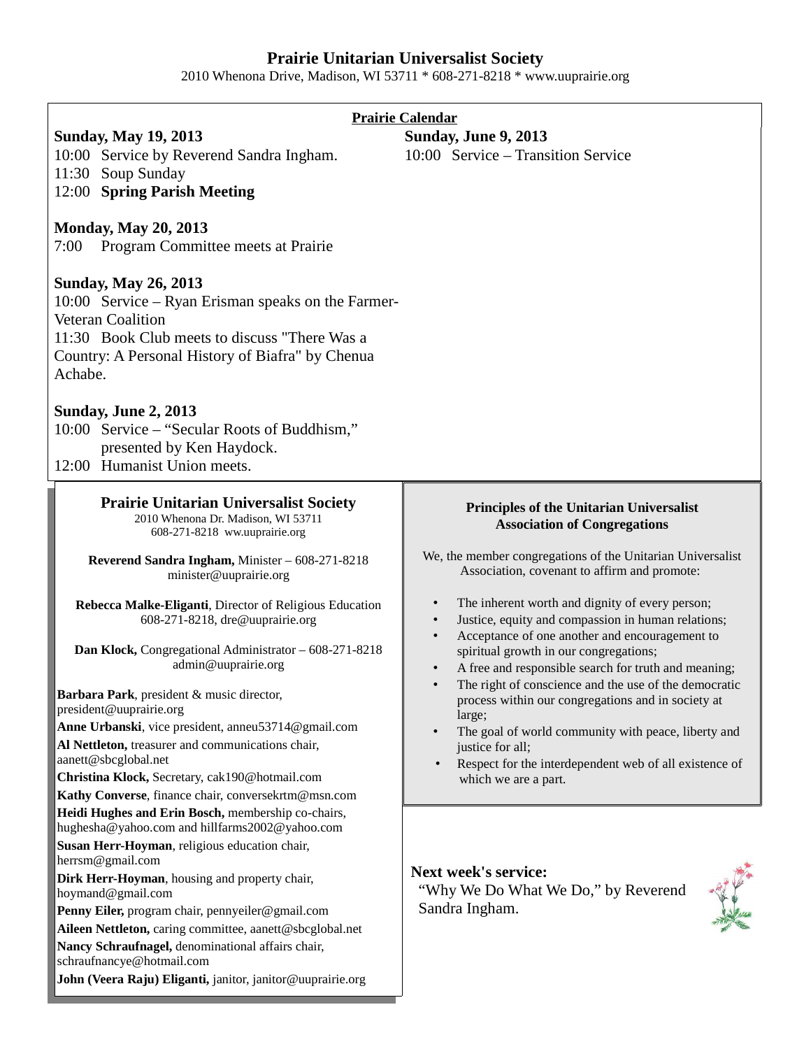# Prairie Unitarian Universalist Society

2010 Whenona Drive, Madison, WI 53711 * 608-271-8218 * www.uuprairie.org

## Prairie Calendar

**Sunday, May 19, 2013**

10:00 Service by Reverend Sandra Ingham.
11:30 Soup Sunday
12:00 **Spring Parish Meeting**

**Monday, May 20, 2013**

7:00 Program Committee meets at Prairie

**Sunday, May 26, 2013**

10:00 Service – Ryan Erisman speaks on the Farmer-Veteran Coalition
11:30 Book Club meets to discuss "There Was a Country: A Personal History of Biafra" by Chenua Achabe.

**Sunday, June 2, 2013**

10:00 Service – "Secular Roots of Buddhism," presented by Ken Haydock.
12:00 Humanist Union meets.

**Sunday, June 9, 2013**

10:00 Service – Transition Service

---

**Prairie Unitarian Universalist Society**
2010 Whenona Dr. Madison, WI 53711
608-271-8218 ww.uuprairie.org

**Reverend Sandra Ingham,** Minister – 608-271-8218
minister@uuprairie.org

**Rebecca Malke-Eliganti**, Director of Religious Education
608-271-8218, dre@uuprairie.org

**Dan Klock,** Congregational Administrator – 608-271-8218
admin@uuprairie.org

**Barbara Park**, president & music director, president@uuprairie.org
**Anne Urbanski**, vice president, anneu53714@gmail.com
**Al Nettleton,** treasurer and communications chair, aanett@sbcglobal.net
**Christina Klock,** Secretary, cak190@hotmail.com
**Kathy Converse**, finance chair, conversekrtm@msn.com
**Heidi Hughes and Erin Bosch,** membership co-chairs, hughesha@yahoo.com and hillfarms2002@yahoo.com
**Susan Herr-Hoyman**, religious education chair, herrsm@gmail.com
**Dirk Herr-Hoyman**, housing and property chair, hoymand@gmail.com
**Penny Eiler,** program chair, pennyeiler@gmail.com
**Aileen Nettleton,** caring committee, aanett@sbcglobal.net
**Nancy Schraufnagel,** denominational affairs chair, schraufnancye@hotmail.com
**John (Veera Raju) Eliganti,** janitor, janitor@uuprairie.org

---

**Principles of the Unitarian Universalist Association of Congregations**

We, the member congregations of the Unitarian Universalist Association, covenant to affirm and promote:

- The inherent worth and dignity of every person;
- Justice, equity and compassion in human relations;
- Acceptance of one another and encouragement to spiritual growth in our congregations;
- A free and responsible search for truth and meaning;
- The right of conscience and the use of the democratic process within our congregations and in society at large;
- The goal of world community with peace, liberty and justice for all;
- Respect for the interdependent web of all existence of which we are a part.

---

**Next week's service:**
"Why We Do What We Do," by Reverend Sandra Ingham.